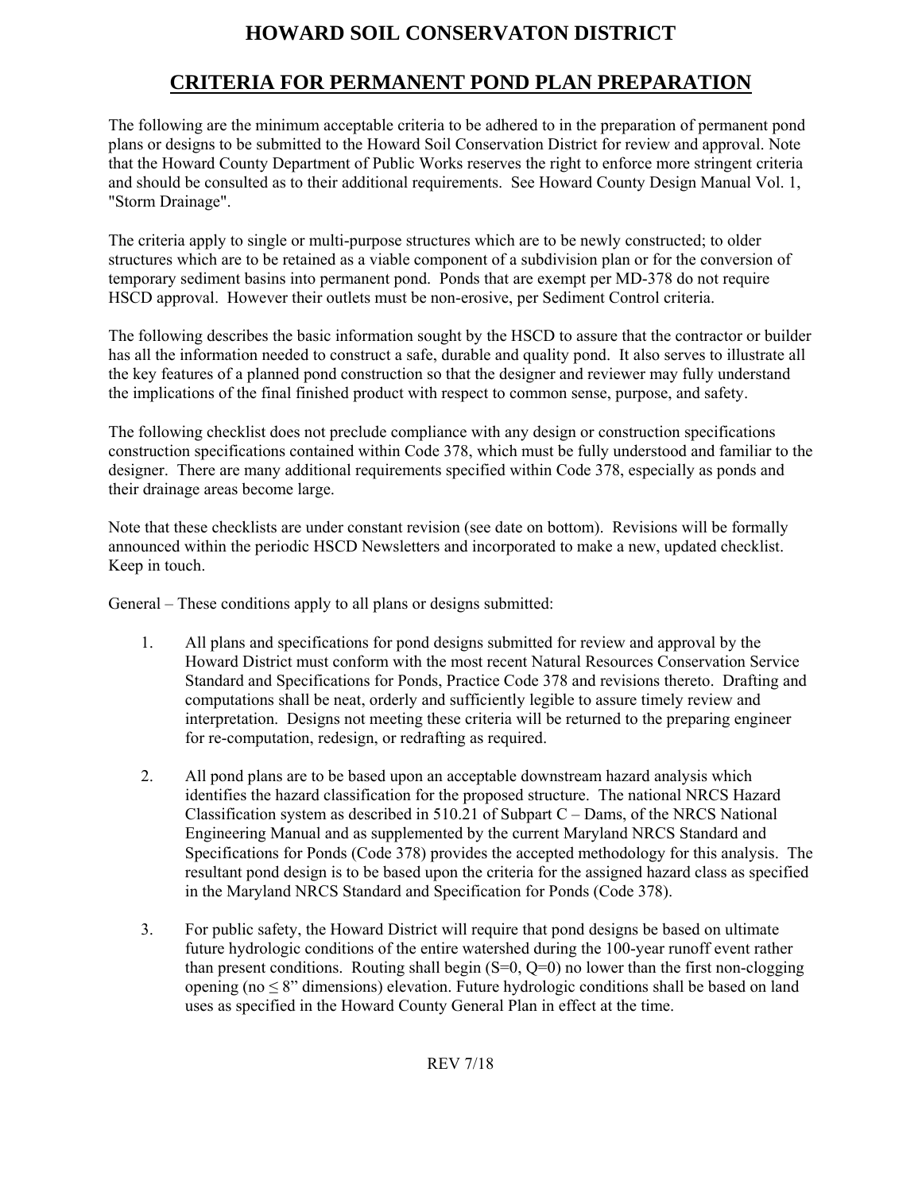# HOWARD SOIL CONSERVATON DISTRICT

## CRITERIA FOR PERMANENT POND PLAN PREPARATION

The following are the minimum acceptable criteria to be adhered to in the preparation of permanent pond plans or designs to be submitted to the Howard Soil Conservation District for review and approval. Note that the Howard County Department of Public Works reserves the right to enforce more stringent criteria and should be consulted as to their additional requirements. See Howard County Design Manual Vol. 1, "Storm Drainage".

The criteria apply to single or multi-purpose structures which are to be newly constructed; to older structures which are to be retained as a viable component of a subdivision plan or for the conversion of temporary sediment basins into permanent pond. Ponds that are exempt per MD-378 do not require HSCD approval. However their outlets must be non-erosive, per Sediment Control criteria.

The following describes the basic information sought by the HSCD to assure that the contractor or builder has all the information needed to construct a safe, durable and quality pond. It also serves to illustrate all the key features of a planned pond construction so that the designer and reviewer may fully understand the implications of the final finished product with respect to common sense, purpose, and safety.

The following checklist does not preclude compliance with any design or construction specifications construction specifications contained within Code 378, which must be fully understood and familiar to the designer. There are many additional requirements specified within Code 378, especially as ponds and their drainage areas become large.

Note that these checklists are under constant revision (see date on bottom). Revisions will be formally announced within the periodic HSCD Newsletters and incorporated to make a new, updated checklist. Keep in touch.

General – These conditions apply to all plans or designs submitted:

1. All plans and specifications for pond designs submitted for review and approval by the Howard District must conform with the most recent Natural Resources Conservation Service Standard and Specifications for Ponds, Practice Code 378 and revisions thereto. Drafting and computations shall be neat, orderly and sufficiently legible to assure timely review and interpretation. Designs not meeting these criteria will be returned to the preparing engineer for re-computation, redesign, or redrafting as required.

2. All pond plans are to be based upon an acceptable downstream hazard analysis which identifies the hazard classification for the proposed structure. The national NRCS Hazard Classification system as described in 510.21 of Subpart C – Dams, of the NRCS National Engineering Manual and as supplemented by the current Maryland NRCS Standard and Specifications for Ponds (Code 378) provides the accepted methodology for this analysis. The resultant pond design is to be based upon the criteria for the assigned hazard class as specified in the Maryland NRCS Standard and Specification for Ponds (Code 378).

3. For public safety, the Howard District will require that pond designs be based on ultimate future hydrologic conditions of the entire watershed during the 100-year runoff event rather than present conditions. Routing shall begin ($S=0$, $Q=0$) no lower than the first non-clogging opening (no ≤ 8" dimensions) elevation. Future hydrologic conditions shall be based on land uses as specified in the Howard County General Plan in effect at the time.

REV 7/18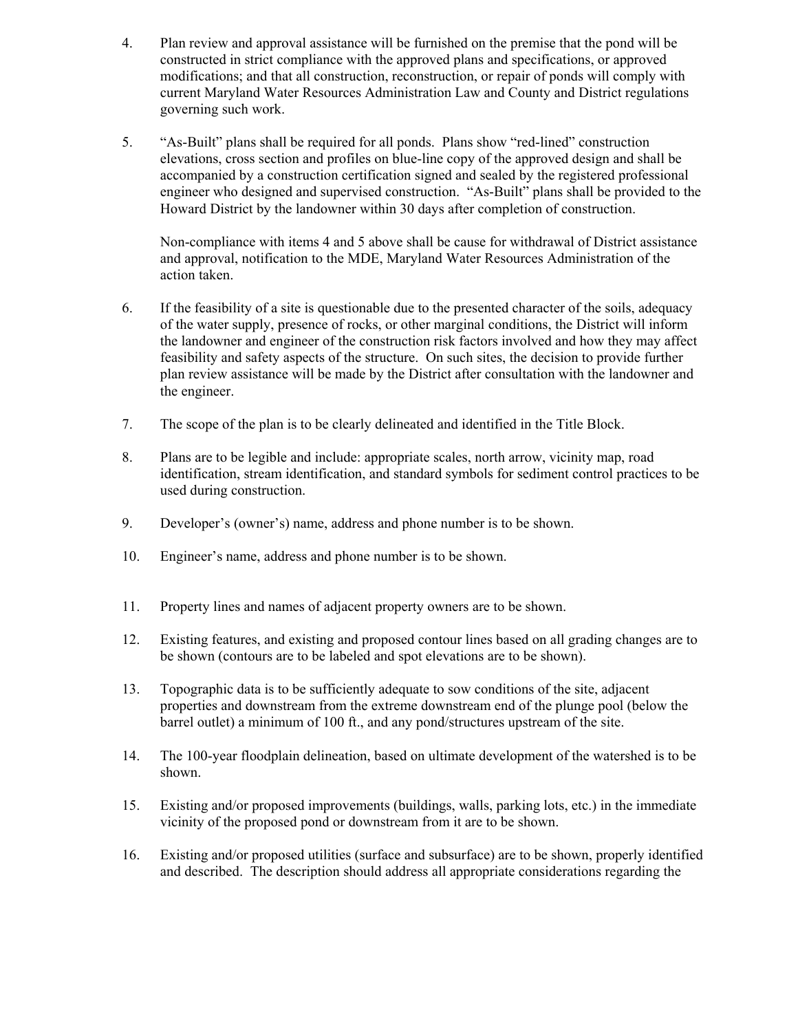4. Plan review and approval assistance will be furnished on the premise that the pond will be constructed in strict compliance with the approved plans and specifications, or approved modifications; and that all construction, reconstruction, or repair of ponds will comply with current Maryland Water Resources Administration Law and County and District regulations governing such work.

5. "As-Built" plans shall be required for all ponds. Plans show "red-lined" construction elevations, cross section and profiles on blue-line copy of the approved design and shall be accompanied by a construction certification signed and sealed by the registered professional engineer who designed and supervised construction. "As-Built" plans shall be provided to the Howard District by the landowner within 30 days after completion of construction.

   Non-compliance with items 4 and 5 above shall be cause for withdrawal of District assistance and approval, notification to the MDE, Maryland Water Resources Administration of the action taken.

6. If the feasibility of a site is questionable due to the presented character of the soils, adequacy of the water supply, presence of rocks, or other marginal conditions, the District will inform the landowner and engineer of the construction risk factors involved and how they may affect feasibility and safety aspects of the structure. On such sites, the decision to provide further plan review assistance will be made by the District after consultation with the landowner and the engineer.

7. The scope of the plan is to be clearly delineated and identified in the Title Block.

8. Plans are to be legible and include: appropriate scales, north arrow, vicinity map, road identification, stream identification, and standard symbols for sediment control practices to be used during construction.

9. Developer's (owner's) name, address and phone number is to be shown.

10. Engineer's name, address and phone number is to be shown.

11. Property lines and names of adjacent property owners are to be shown.

12. Existing features, and existing and proposed contour lines based on all grading changes are to be shown (contours are to be labeled and spot elevations are to be shown).

13. Topographic data is to be sufficiently adequate to sow conditions of the site, adjacent properties and downstream from the extreme downstream end of the plunge pool (below the barrel outlet) a minimum of 100 ft., and any pond/structures upstream of the site.

14. The 100-year floodplain delineation, based on ultimate development of the watershed is to be shown.

15. Existing and/or proposed improvements (buildings, walls, parking lots, etc.) in the immediate vicinity of the proposed pond or downstream from it are to be shown.

16. Existing and/or proposed utilities (surface and subsurface) are to be shown, properly identified and described. The description should address all appropriate considerations regarding the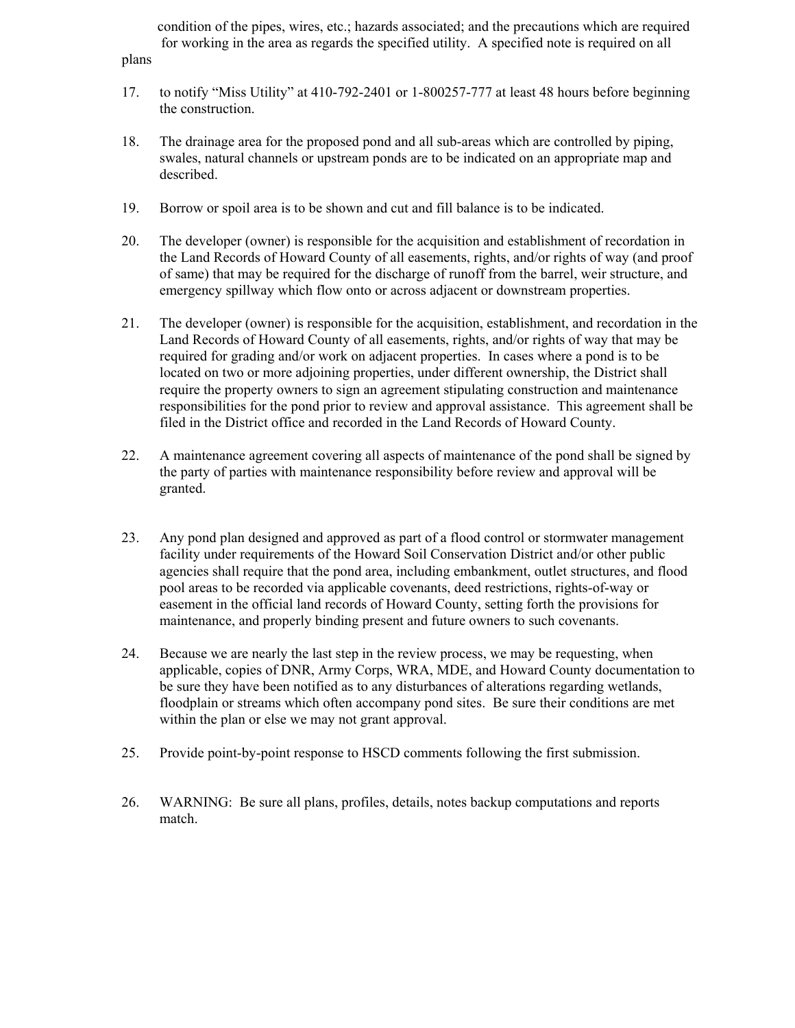condition of the pipes, wires, etc.; hazards associated; and the precautions which are required for working in the area as regards the specified utility. A specified note is required on all plans

17. to notify “Miss Utility” at 410-792-2401 or 1-800257-777 at least 48 hours before beginning the construction.

18. The drainage area for the proposed pond and all sub-areas which are controlled by piping, swales, natural channels or upstream ponds are to be indicated on an appropriate map and described.

19. Borrow or spoil area is to be shown and cut and fill balance is to be indicated.

20. The developer (owner) is responsible for the acquisition and establishment of recordation in the Land Records of Howard County of all easements, rights, and/or rights of way (and proof of same) that may be required for the discharge of runoff from the barrel, weir structure, and emergency spillway which flow onto or across adjacent or downstream properties.

21. The developer (owner) is responsible for the acquisition, establishment, and recordation in the Land Records of Howard County of all easements, rights, and/or rights of way that may be required for grading and/or work on adjacent properties. In cases where a pond is to be located on two or more adjoining properties, under different ownership, the District shall require the property owners to sign an agreement stipulating construction and maintenance responsibilities for the pond prior to review and approval assistance. This agreement shall be filed in the District office and recorded in the Land Records of Howard County.

22. A maintenance agreement covering all aspects of maintenance of the pond shall be signed by the party of parties with maintenance responsibility before review and approval will be granted.

23. Any pond plan designed and approved as part of a flood control or stormwater management facility under requirements of the Howard Soil Conservation District and/or other public agencies shall require that the pond area, including embankment, outlet structures, and flood pool areas to be recorded via applicable covenants, deed restrictions, rights-of-way or easement in the official land records of Howard County, setting forth the provisions for maintenance, and properly binding present and future owners to such covenants.

24. Because we are nearly the last step in the review process, we may be requesting, when applicable, copies of DNR, Army Corps, WRA, MDE, and Howard County documentation to be sure they have been notified as to any disturbances of alterations regarding wetlands, floodplain or streams which often accompany pond sites. Be sure their conditions are met within the plan or else we may not grant approval.

25. Provide point-by-point response to HSCD comments following the first submission.

26. WARNING: Be sure all plans, profiles, details, notes backup computations and reports match.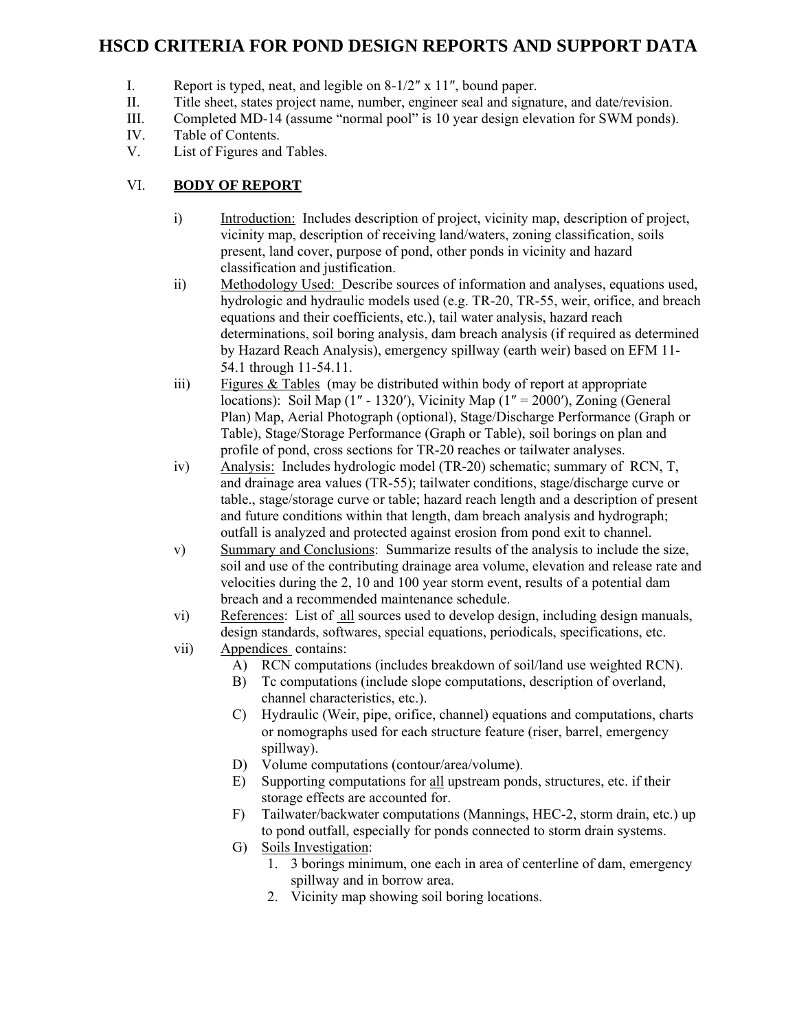# HSCD CRITERIA FOR POND DESIGN REPORTS AND SUPPORT DATA

I. Report is typed, neat, and legible on 8-1/2″ x 11″, bound paper.
II. Title sheet, states project name, number, engineer seal and signature, and date/revision.
III. Completed MD-14 (assume "normal pool" is 10 year design elevation for SWM ponds).
IV. Table of Contents.
V. List of Figures and Tables.

VI. **BODY OF REPORT**

i) Introduction: Includes description of project, vicinity map, description of project, vicinity map, description of receiving land/waters, zoning classification, soils present, land cover, purpose of pond, other ponds in vicinity and hazard classification and justification.

ii) Methodology Used: Describe sources of information and analyses, equations used, hydrologic and hydraulic models used (e.g. TR-20, TR-55, weir, orifice, and breach equations and their coefficients, etc.), tail water analysis, hazard reach determinations, soil boring analysis, dam breach analysis (if required as determined by Hazard Reach Analysis), emergency spillway (earth weir) based on EFM 11-54.1 through 11-54.11.

iii) Figures & Tables (may be distributed within body of report at appropriate locations): Soil Map (1″ - 1320′), Vicinity Map (1″ = 2000′), Zoning (General Plan) Map, Aerial Photograph (optional), Stage/Discharge Performance (Graph or Table), Stage/Storage Performance (Graph or Table), soil borings on plan and profile of pond, cross sections for TR-20 reaches or tailwater analyses.

iv) Analysis: Includes hydrologic model (TR-20) schematic; summary of RCN, T, and drainage area values (TR-55); tailwater conditions, stage/discharge curve or table., stage/storage curve or table; hazard reach length and a description of present and future conditions within that length, dam breach analysis and hydrograph; outfall is analyzed and protected against erosion from pond exit to channel.

v) Summary and Conclusions: Summarize results of the analysis to include the size, soil and use of the contributing drainage area volume, elevation and release rate and velocities during the 2, 10 and 100 year storm event, results of a potential dam breach and a recommended maintenance schedule.

vi) References: List of all sources used to develop design, including design manuals, design standards, softwares, special equations, periodicals, specifications, etc.

vii) Appendices contains:
   A) RCN computations (includes breakdown of soil/land use weighted RCN).
   B) Tc computations (include slope computations, description of overland, channel characteristics, etc.).
   C) Hydraulic (Weir, pipe, orifice, channel) equations and computations, charts or nomographs used for each structure feature (riser, barrel, emergency spillway).
   D) Volume computations (contour/area/volume).
   E) Supporting computations for all upstream ponds, structures, etc. if their storage effects are accounted for.
   F) Tailwater/backwater computations (Mannings, HEC-2, storm drain, etc.) up to pond outfall, especially for ponds connected to storm drain systems.
   G) Soils Investigation:
      1. 3 borings minimum, one each in area of centerline of dam, emergency spillway and in borrow area.
      2. Vicinity map showing soil boring locations.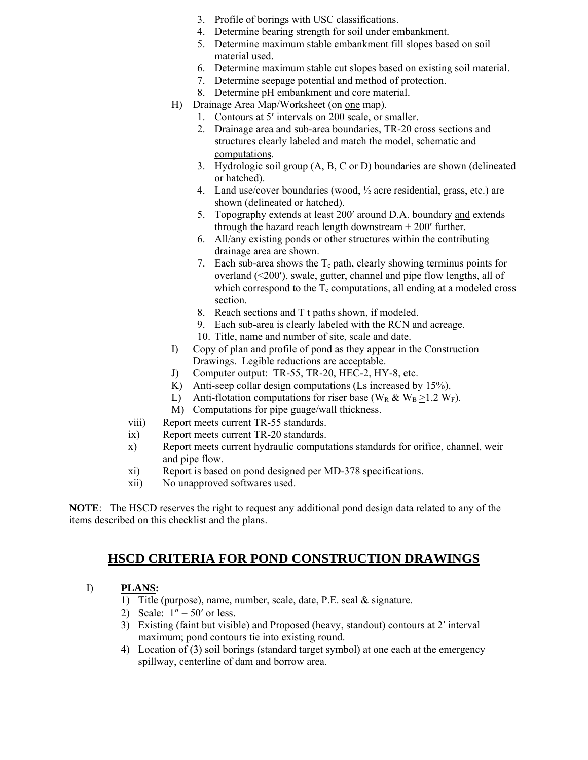3. Profile of borings with USC classifications.
4. Determine bearing strength for soil under embankment.
5. Determine maximum stable embankment fill slopes based on soil material used.
6. Determine maximum stable cut slopes based on existing soil material.
7. Determine seepage potential and method of protection.
8. Determine pH embankment and core material.

H) Drainage Area Map/Worksheet (on one map).

1. Contours at 5′ intervals on 200 scale, or smaller.
2. Drainage area and sub-area boundaries, TR-20 cross sections and structures clearly labeled and match the model, schematic and computations.
3. Hydrologic soil group (A, B, C or D) boundaries are shown (delineated or hatched).
4. Land use/cover boundaries (wood, ½ acre residential, grass, etc.) are shown (delineated or hatched).
5. Topography extends at least 200′ around D.A. boundary and extends through the hazard reach length downstream + 200′ further.
6. All/any existing ponds or other structures within the contributing drainage area are shown.
7. Each sub-area shows the $T_c$ path, clearly showing terminus points for overland (<200′), swale, gutter, channel and pipe flow lengths, all of which correspond to the $T_c$ computations, all ending at a modeled cross section.
8. Reach sections and T t paths shown, if modeled.
9. Each sub-area is clearly labeled with the RCN and acreage.
10. Title, name and number of site, scale and date.

I) Copy of plan and profile of pond as they appear in the Construction Drawings. Legible reductions are acceptable.

J) Computer output: TR-55, TR-20, HEC-2, HY-8, etc.

K) Anti-seep collar design computations (Ls increased by 15%).

L) Anti-flotation computations for riser base ($W_R$ & $W_B \geq 1.2\ W_F$).

M) Computations for pipe guage/wall thickness.

viii) Report meets current TR-55 standards.

ix) Report meets current TR-20 standards.

x) Report meets current hydraulic computations standards for orifice, channel, weir and pipe flow.

xi) Report is based on pond designed per MD-378 specifications.

xii) No unapproved softwares used.

**NOTE**: The HSCD reserves the right to request any additional pond design data related to any of the items described on this checklist and the plans.

## HSCD CRITERIA FOR POND CONSTRUCTION DRAWINGS

I) **PLANS:**

1) Title (purpose), name, number, scale, date, P.E. seal & signature.
2) Scale: 1″ = 50′ or less.
3) Existing (faint but visible) and Proposed (heavy, standout) contours at 2′ interval maximum; pond contours tie into existing round.
4) Location of (3) soil borings (standard target symbol) at one each at the emergency spillway, centerline of dam and borrow area.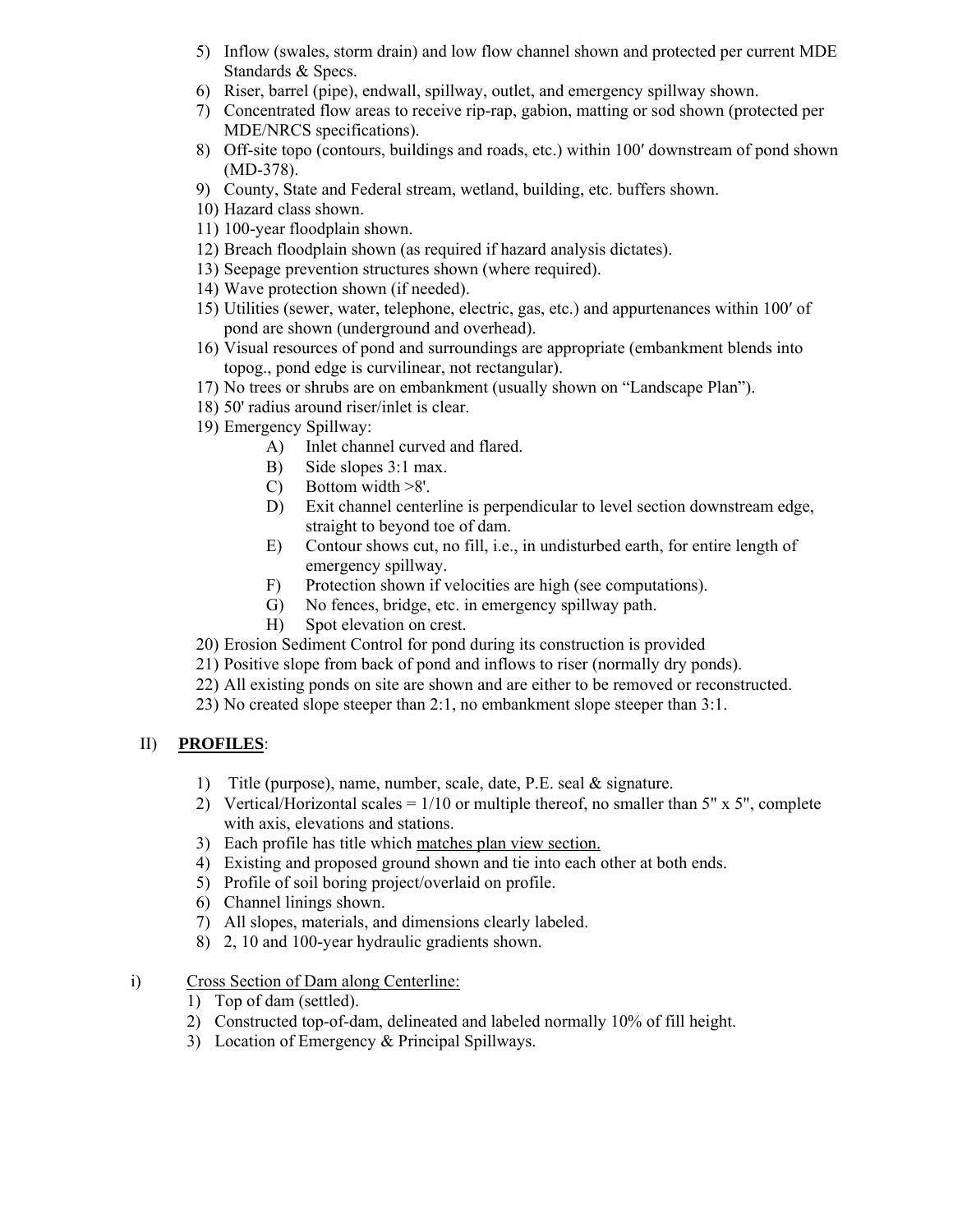5) Inflow (swales, storm drain) and low flow channel shown and protected per current MDE Standards & Specs.
6) Riser, barrel (pipe), endwall, spillway, outlet, and emergency spillway shown.
7) Concentrated flow areas to receive rip-rap, gabion, matting or sod shown (protected per MDE/NRCS specifications).
8) Off-site topo (contours, buildings and roads, etc.) within 100′ downstream of pond shown (MD-378).
9) County, State and Federal stream, wetland, building, etc. buffers shown.
10) Hazard class shown.
11) 100-year floodplain shown.
12) Breach floodplain shown (as required if hazard analysis dictates).
13) Seepage prevention structures shown (where required).
14) Wave protection shown (if needed).
15) Utilities (sewer, water, telephone, electric, gas, etc.) and appurtenances within 100′ of pond are shown (underground and overhead).
16) Visual resources of pond and surroundings are appropriate (embankment blends into topog., pond edge is curvilinear, not rectangular).
17) No trees or shrubs are on embankment (usually shown on "Landscape Plan").
18) 50' radius around riser/inlet is clear.
19) Emergency Spillway:
    - A) Inlet channel curved and flared.
    - B) Side slopes 3:1 max.
    - C) Bottom width >8'.
    - D) Exit channel centerline is perpendicular to level section downstream edge, straight to beyond toe of dam.
    - E) Contour shows cut, no fill, i.e., in undisturbed earth, for entire length of emergency spillway.
    - F) Protection shown if velocities are high (see computations).
    - G) No fences, bridge, etc. in emergency spillway path.
    - H) Spot elevation on crest.
20) Erosion Sediment Control for pond during its construction is provided
21) Positive slope from back of pond and inflows to riser (normally dry ponds).
22) All existing ponds on site are shown and are either to be removed or reconstructed.
23) No created slope steeper than 2:1, no embankment slope steeper than 3:1.

## II) **PROFILES**:

1) Title (purpose), name, number, scale, date, P.E. seal & signature.
2) Vertical/Horizontal scales = 1/10 or multiple thereof, no smaller than 5" x 5", complete with axis, elevations and stations.
3) Each profile has title which matches plan view section.
4) Existing and proposed ground shown and tie into each other at both ends.
5) Profile of soil boring project/overlaid on profile.
6) Channel linings shown.
7) All slopes, materials, and dimensions clearly labeled.
8) 2, 10 and 100-year hydraulic gradients shown.

i) Cross Section of Dam along Centerline:

1) Top of dam (settled).
2) Constructed top-of-dam, delineated and labeled normally 10% of fill height.
3) Location of Emergency & Principal Spillways.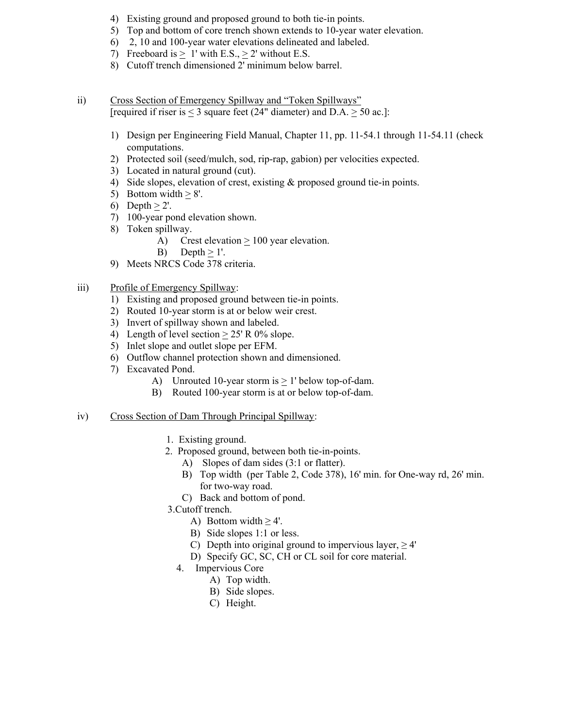4) Existing ground and proposed ground to both tie-in points.
5) Top and bottom of core trench shown extends to 10-year water elevation.
6) 2, 10 and 100-year water elevations delineated and labeled.
7) Freeboard is ≥ 1' with E.S., ≥ 2' without E.S.
8) Cutoff trench dimensioned 2' minimum below barrel.

ii) <u>Cross Section of Emergency Spillway and "Token Spillways"</u>
[required if riser is ≤ 3 square feet (24" diameter) and D.A. ≥ 50 ac.]:

1) Design per Engineering Field Manual, Chapter 11, pp. 11-54.1 through 11-54.11 (check computations.
2) Protected soil (seed/mulch, sod, rip-rap, gabion) per velocities expected.
3) Located in natural ground (cut).
4) Side slopes, elevation of crest, existing & proposed ground tie-in points.
5) Bottom width ≥ 8'.
6) Depth ≥ 2'.
7) 100-year pond elevation shown.
8) Token spillway.
   A) Crest elevation ≥ 100 year elevation.
   B) Depth ≥ 1'.
9) Meets NRCS Code 378 criteria.

iii) <u>Profile of Emergency Spillway</u>:
1) Existing and proposed ground between tie-in points.
2) Routed 10-year storm is at or below weir crest.
3) Invert of spillway shown and labeled.
4) Length of level section ≥ 25' R 0% slope.
5) Inlet slope and outlet slope per EFM.
6) Outflow channel protection shown and dimensioned.
7) Excavated Pond.
   A) Unrouted 10-year storm is ≥ 1' below top-of-dam.
   B) Routed 100-year storm is at or below top-of-dam.

iv) <u>Cross Section of Dam Through Principal Spillway</u>:

1. Existing ground.
2. Proposed ground, between both tie-in-points.
   A) Slopes of dam sides (3:1 or flatter).
   B) Top width (per Table 2, Code 378), 16' min. for One-way rd, 26' min. for two-way road.
   C) Back and bottom of pond.
3. Cutoff trench.
   A) Bottom width ≥ 4'.
   B) Side slopes 1:1 or less.
   C) Depth into original ground to impervious layer, ≥ 4'
   D) Specify GC, SC, CH or CL soil for core material.
4. Impervious Core
   A) Top width.
   B) Side slopes.
   C) Height.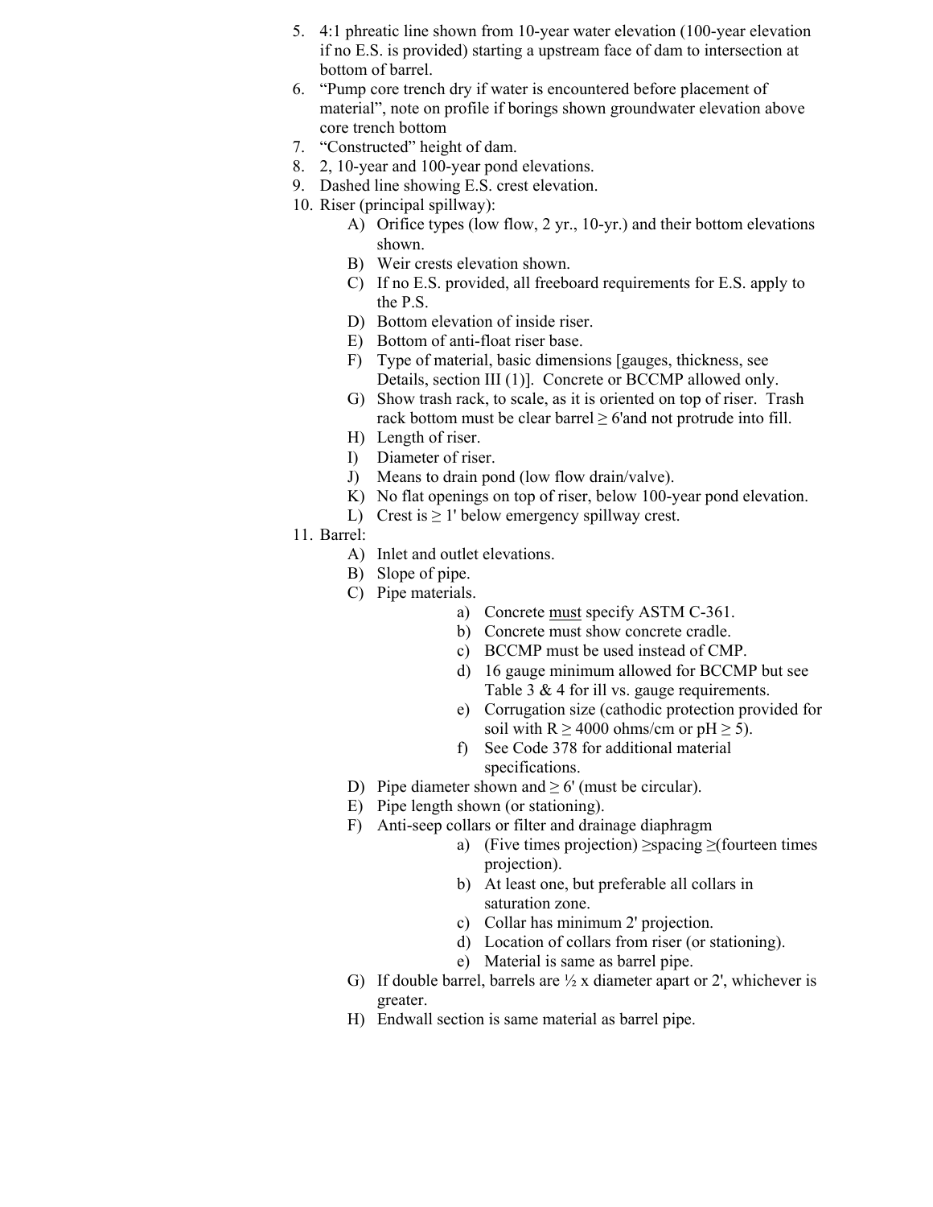5. 4:1 phreatic line shown from 10-year water elevation (100-year elevation if no E.S. is provided) starting a upstream face of dam to intersection at bottom of barrel.
6. "Pump core trench dry if water is encountered before placement of material", note on profile if borings shown groundwater elevation above core trench bottom
7. "Constructed" height of dam.
8. 2, 10-year and 100-year pond elevations.
9. Dashed line showing E.S. crest elevation.
10. Riser (principal spillway):
    - A) Orifice types (low flow, 2 yr., 10-yr.) and their bottom elevations shown.
    - B) Weir crests elevation shown.
    - C) If no E.S. provided, all freeboard requirements for E.S. apply to the P.S.
    - D) Bottom elevation of inside riser.
    - E) Bottom of anti-float riser base.
    - F) Type of material, basic dimensions [gauges, thickness, see Details, section III (1)]. Concrete or BCCMP allowed only.
    - G) Show trash rack, to scale, as it is oriented on top of riser. Trash rack bottom must be clear barrel ≥ 6'and not protrude into fill.
    - H) Length of riser.
    - I) Diameter of riser.
    - J) Means to drain pond (low flow drain/valve).
    - K) No flat openings on top of riser, below 100-year pond elevation.
    - L) Crest is ≥ 1' below emergency spillway crest.
11. Barrel:
    - A) Inlet and outlet elevations.
    - B) Slope of pipe.
    - C) Pipe materials.
        - a) Concrete <u>must</u> specify ASTM C-361.
        - b) Concrete must show concrete cradle.
        - c) BCCMP must be used instead of CMP.
        - d) 16 gauge minimum allowed for BCCMP but see Table 3 & 4 for ill vs. gauge requirements.
        - e) Corrugation size (cathodic protection provided for soil with R ≥ 4000 ohms/cm or pH ≥ 5).
        - f) See Code 378 for additional material specifications.
    - D) Pipe diameter shown and ≥ 6' (must be circular).
    - E) Pipe length shown (or stationing).
    - F) Anti-seep collars or filter and drainage diaphragm
        - a) (Five times projection) ≥spacing ≥(fourteen times projection).
        - b) At least one, but preferable all collars in saturation zone.
        - c) Collar has minimum 2' projection.
        - d) Location of collars from riser (or stationing).
        - e) Material is same as barrel pipe.
    - G) If double barrel, barrels are ½ x diameter apart or 2', whichever is greater.
    - H) Endwall section is same material as barrel pipe.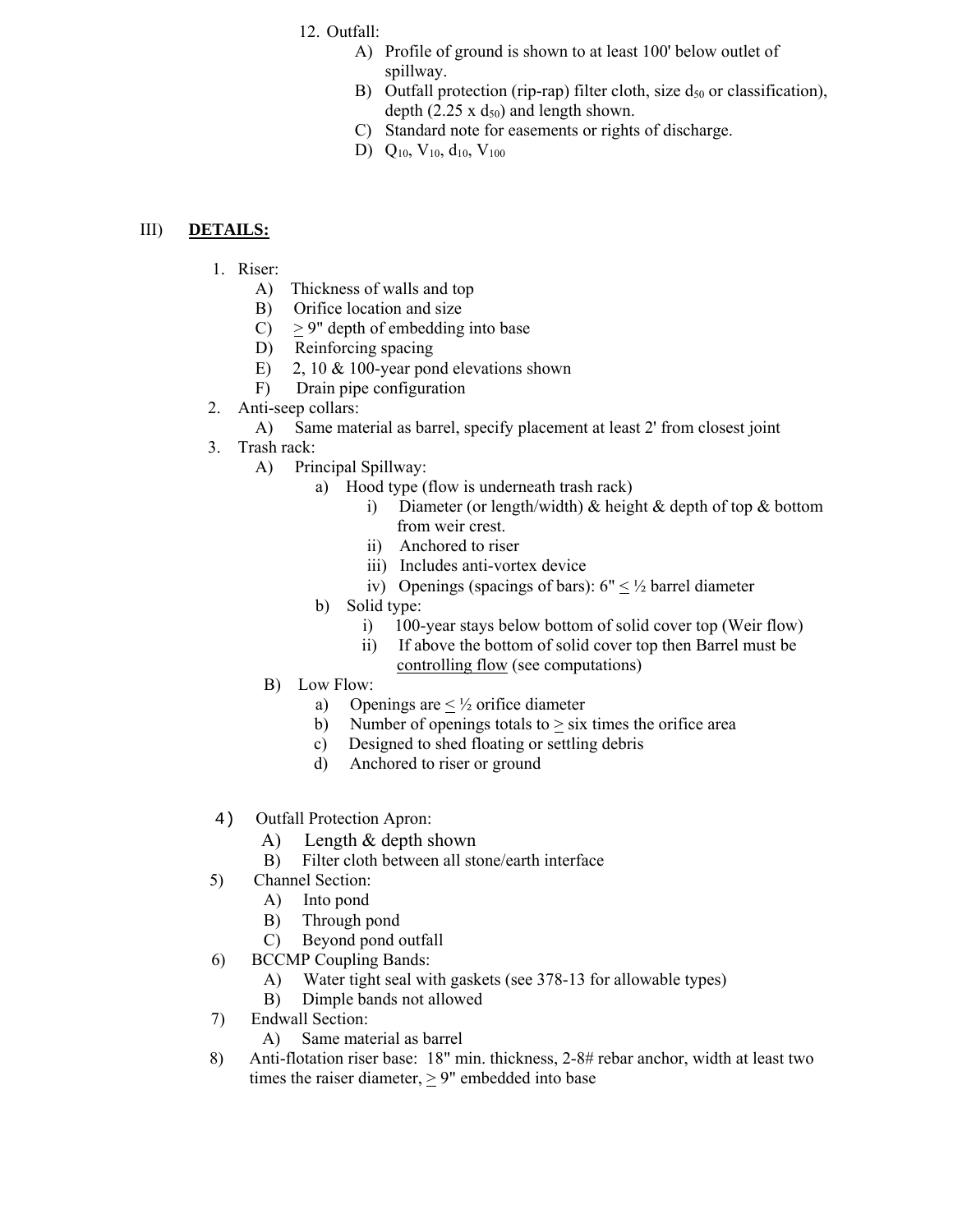12. Outfall:
    - A) Profile of ground is shown to at least 100' below outlet of spillway.
    - B) Outfall protection (rip-rap) filter cloth, size $d_{50}$ or classification), depth (2.25 x $d_{50}$) and length shown.
    - C) Standard note for easements or rights of discharge.
    - D) $Q_{10}$, $V_{10}$, $d_{10}$, $V_{100}$

## III) **DETAILS:**

1. Riser:
   - A) Thickness of walls and top
   - B) Orifice location and size
   - C) $\geq$ 9" depth of embedding into base
   - D) Reinforcing spacing
   - E) 2, 10 & 100-year pond elevations shown
   - F) Drain pipe configuration
2. Anti-seep collars:
   - A) Same material as barrel, specify placement at least 2' from closest joint
3. Trash rack:
   - A) Principal Spillway:
     - a) Hood type (flow is underneath trash rack)
       - i) Diameter (or length/width) & height & depth of top & bottom from weir crest.
       - ii) Anchored to riser
       - iii) Includes anti-vortex device
       - iv) Openings (spacings of bars): 6" $\leq$ ½ barrel diameter
     - b) Solid type:
       - i) 100-year stays below bottom of solid cover top (Weir flow)
       - ii) If above the bottom of solid cover top then Barrel must be <u>controlling flow</u> (see computations)
   - B) Low Flow:
     - a) Openings are $\leq$ ½ orifice diameter
     - b) Number of openings totals to $\geq$ six times the orifice area
     - c) Designed to shed floating or settling debris
     - d) Anchored to riser or ground

4) Outfall Protection Apron:
   - A) Length & depth shown
   - B) Filter cloth between all stone/earth interface
5) Channel Section:
   - A) Into pond
   - B) Through pond
   - C) Beyond pond outfall
6) BCCMP Coupling Bands:
   - A) Water tight seal with gaskets (see 378-13 for allowable types)
   - B) Dimple bands not allowed
7) Endwall Section:
   - A) Same material as barrel
8) Anti-flotation riser base: 18" min. thickness, 2-8# rebar anchor, width at least two times the raiser diameter, $\geq$ 9" embedded into base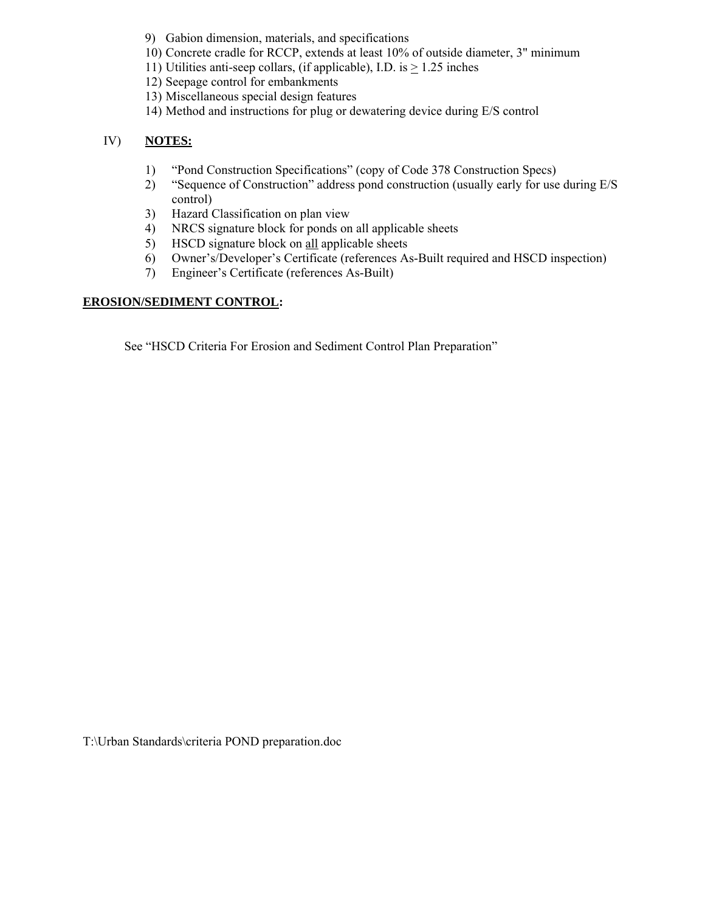9) Gabion dimension, materials, and specifications
10) Concrete cradle for RCCP, extends at least 10% of outside diameter, 3" minimum
11) Utilities anti-seep collars, (if applicable), I.D. is $\geq$ 1.25 inches
12) Seepage control for embankments
13) Miscellaneous special design features
14) Method and instructions for plug or dewatering device during E/S control

IV) **<u>NOTES:</u>**

1) "Pond Construction Specifications" (copy of Code 378 Construction Specs)
2) "Sequence of Construction" address pond construction (usually early for use during E/S control)
3) Hazard Classification on plan view
4) NRCS signature block for ponds on all applicable sheets
5) HSCD signature block on <u>all</u> applicable sheets
6) Owner's/Developer's Certificate (references As-Built required and HSCD inspection)
7) Engineer's Certificate (references As-Built)

**<u>EROSION/SEDIMENT CONTROL</u>:**

See "HSCD Criteria For Erosion and Sediment Control Plan Preparation"

T:\Urban Standards\criteria POND preparation.doc